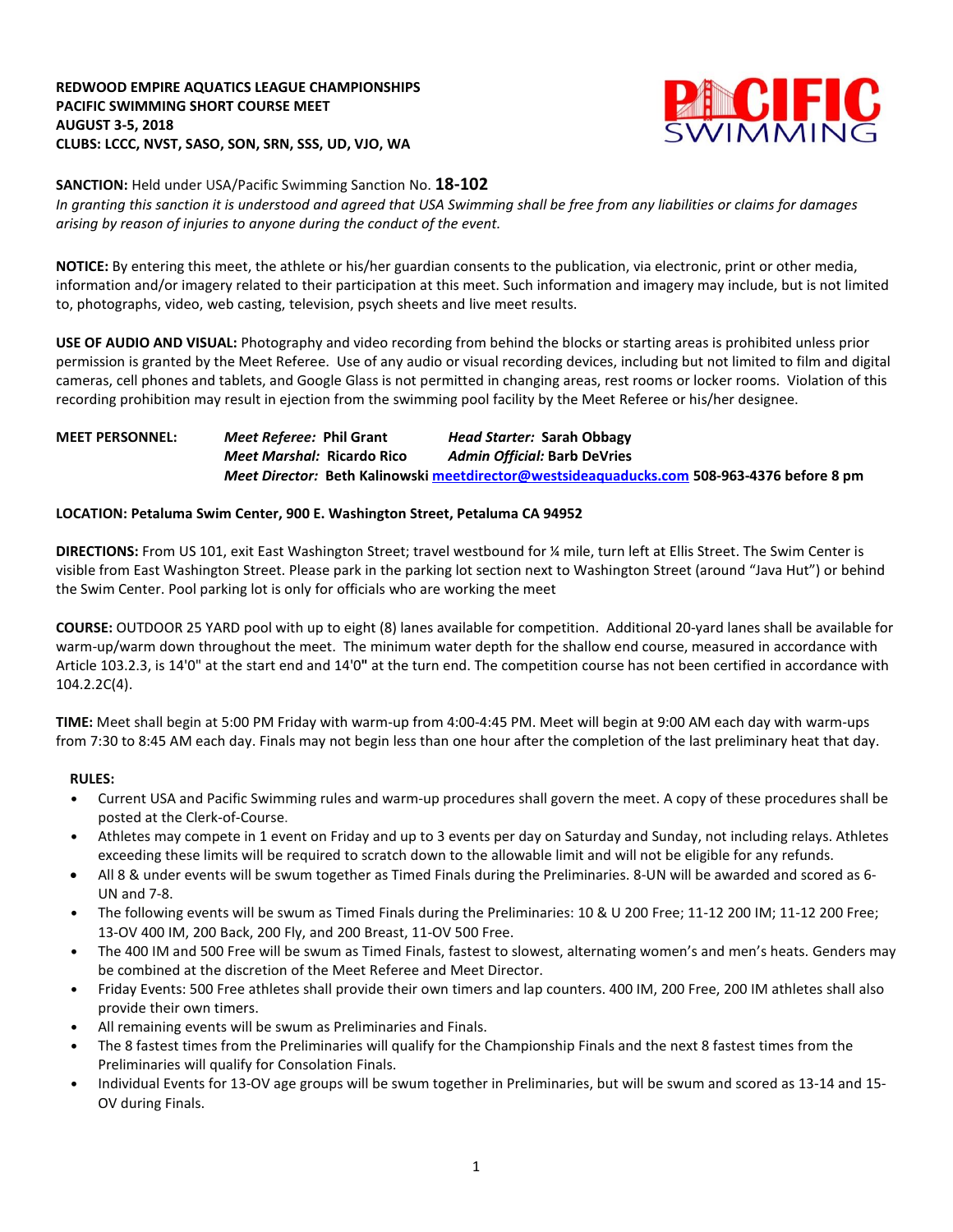**REDWOOD EMPIRE AQUATICS LEAGUE CHAMPIONSHIPS**
**PACIFIC SWIMMING SHORT COURSE MEET**
**AUGUST 3-5, 2018**
**CLUBS: LCCC, NVST, SASO, SON, SRN, SSS, UD, VJO, WA**

**SANCTION:** Held under USA/Pacific Swimming Sanction No. **18-102**
*In granting this sanction it is understood and agreed that USA Swimming shall be free from any liabilities or claims for damages arising by reason of injuries to anyone during the conduct of the event.*

**NOTICE:** By entering this meet, the athlete or his/her guardian consents to the publication, via electronic, print or other media, information and/or imagery related to their participation at this meet. Such information and imagery may include, but is not limited to, photographs, video, web casting, television, psych sheets and live meet results.

**USE OF AUDIO AND VISUAL:** Photography and video recording from behind the blocks or starting areas is prohibited unless prior permission is granted by the Meet Referee. Use of any audio or visual recording devices, including but not limited to film and digital cameras, cell phones and tablets, and Google Glass is not permitted in changing areas, rest rooms or locker rooms. Violation of this recording prohibition may result in ejection from the swimming pool facility by the Meet Referee or his/her designee.

**MEET PERSONNEL:**
***Meet Referee:*** **Phil Grant** ***Head Starter:*** **Sarah Obbagy**
***Meet Marshal:*** **Ricardo Rico** ***Admin Official:*** **Barb DeVries**
***Meet Director:*** **Beth Kalinowski meetdirector@westsideaquaducks.com 508-963-4376 before 8 pm**

**LOCATION: Petaluma Swim Center, 900 E. Washington Street, Petaluma CA 94952**

**DIRECTIONS:** From US 101, exit East Washington Street; travel westbound for ¼ mile, turn left at Ellis Street. The Swim Center is visible from East Washington Street. Please park in the parking lot section next to Washington Street (around "Java Hut") or behind the Swim Center. Pool parking lot is only for officials who are working the meet

**COURSE:** OUTDOOR 25 YARD pool with up to eight (8) lanes available for competition. Additional 20-yard lanes shall be available for warm-up/warm down throughout the meet. The minimum water depth for the shallow end course, measured in accordance with Article 103.2.3, is 14'0" at the start end and 14'0" at the turn end. The competition course has not been certified in accordance with 104.2.2C(4).

**TIME:** Meet shall begin at 5:00 PM Friday with warm-up from 4:00-4:45 PM. Meet will begin at 9:00 AM each day with warm-ups from 7:30 to 8:45 AM each day. Finals may not begin less than one hour after the completion of the last preliminary heat that day.

**RULES:**

- Current USA and Pacific Swimming rules and warm-up procedures shall govern the meet. A copy of these procedures shall be posted at the Clerk-of-Course.
- Athletes may compete in 1 event on Friday and up to 3 events per day on Saturday and Sunday, not including relays. Athletes exceeding these limits will be required to scratch down to the allowable limit and will not be eligible for any refunds.
- All 8 & under events will be swum together as Timed Finals during the Preliminaries. 8-UN will be awarded and scored as 6-UN and 7-8.
- The following events will be swum as Timed Finals during the Preliminaries: 10 & U 200 Free; 11-12 200 IM; 11-12 200 Free; 13-OV 400 IM, 200 Back, 200 Fly, and 200 Breast, 11-OV 500 Free.
- The 400 IM and 500 Free will be swum as Timed Finals, fastest to slowest, alternating women's and men's heats. Genders may be combined at the discretion of the Meet Referee and Meet Director.
- Friday Events: 500 Free athletes shall provide their own timers and lap counters. 400 IM, 200 Free, 200 IM athletes shall also provide their own timers.
- All remaining events will be swum as Preliminaries and Finals.
- The 8 fastest times from the Preliminaries will qualify for the Championship Finals and the next 8 fastest times from the Preliminaries will qualify for Consolation Finals.
- Individual Events for 13-OV age groups will be swum together in Preliminaries, but will be swum and scored as 13-14 and 15-OV during Finals.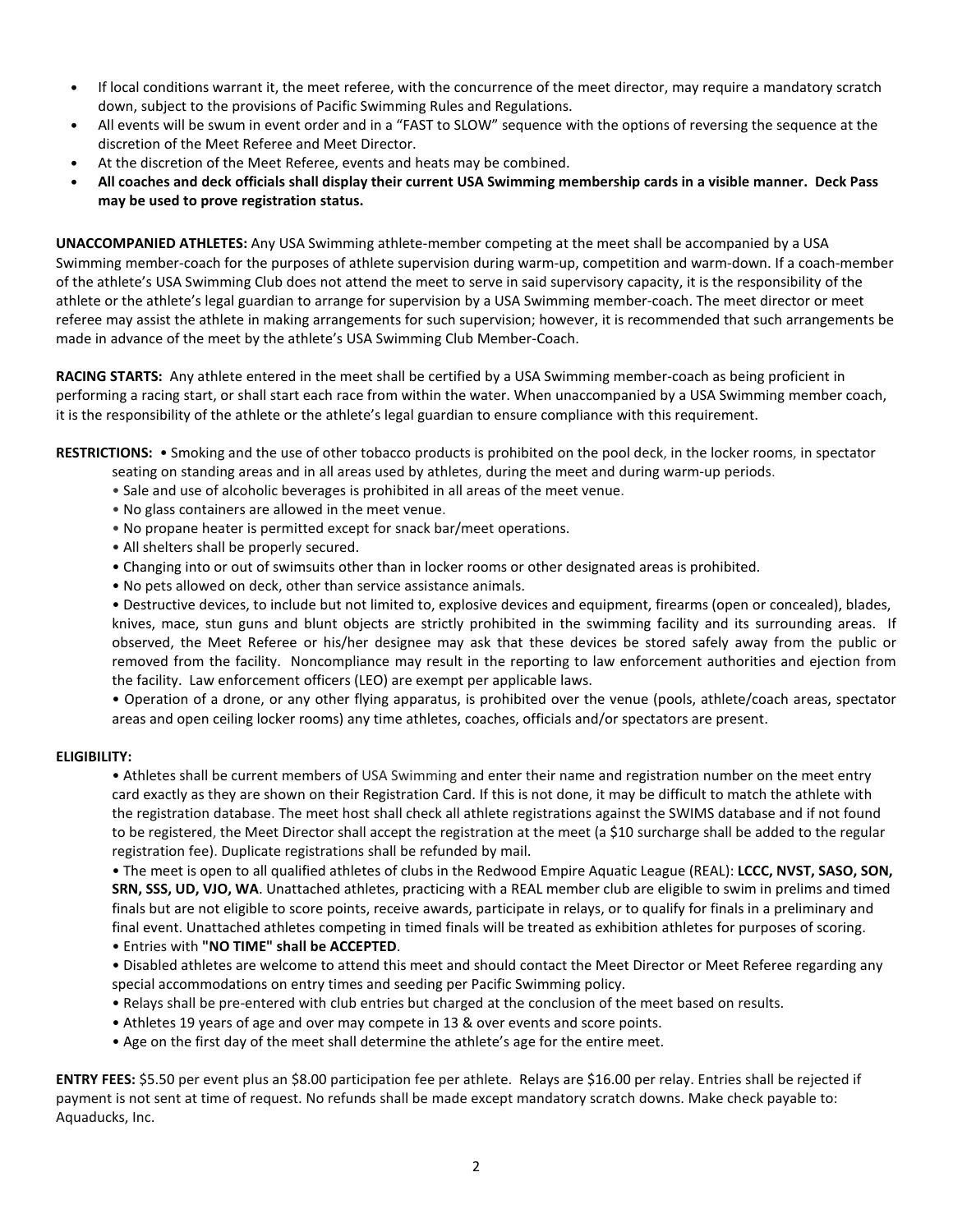- If local conditions warrant it, the meet referee, with the concurrence of the meet director, may require a mandatory scratch down, subject to the provisions of Pacific Swimming Rules and Regulations.
- All events will be swum in event order and in a "FAST to SLOW" sequence with the options of reversing the sequence at the discretion of the Meet Referee and Meet Director.
- At the discretion of the Meet Referee, events and heats may be combined.
- **All coaches and deck officials shall display their current USA Swimming membership cards in a visible manner. Deck Pass may be used to prove registration status.**

**UNACCOMPANIED ATHLETES:** Any USA Swimming athlete-member competing at the meet shall be accompanied by a USA Swimming member-coach for the purposes of athlete supervision during warm-up, competition and warm-down. If a coach-member of the athlete's USA Swimming Club does not attend the meet to serve in said supervisory capacity, it is the responsibility of the athlete or the athlete's legal guardian to arrange for supervision by a USA Swimming member-coach. The meet director or meet referee may assist the athlete in making arrangements for such supervision; however, it is recommended that such arrangements be made in advance of the meet by the athlete's USA Swimming Club Member-Coach.

**RACING STARTS:** Any athlete entered in the meet shall be certified by a USA Swimming member-coach as being proficient in performing a racing start, or shall start each race from within the water. When unaccompanied by a USA Swimming member coach, it is the responsibility of the athlete or the athlete's legal guardian to ensure compliance with this requirement.

**RESTRICTIONS:**
- Smoking and the use of other tobacco products is prohibited on the pool deck, in the locker rooms, in spectator seating on standing areas and in all areas used by athletes, during the meet and during warm-up periods.
- Sale and use of alcoholic beverages is prohibited in all areas of the meet venue.
- No glass containers are allowed in the meet venue.
- No propane heater is permitted except for snack bar/meet operations.
- All shelters shall be properly secured.
- Changing into or out of swimsuits other than in locker rooms or other designated areas is prohibited.
- No pets allowed on deck, other than service assistance animals.
- Destructive devices, to include but not limited to, explosive devices and equipment, firearms (open or concealed), blades, knives, mace, stun guns and blunt objects are strictly prohibited in the swimming facility and its surrounding areas. If observed, the Meet Referee or his/her designee may ask that these devices be stored safely away from the public or removed from the facility. Noncompliance may result in the reporting to law enforcement authorities and ejection from the facility. Law enforcement officers (LEO) are exempt per applicable laws.
- Operation of a drone, or any other flying apparatus, is prohibited over the venue (pools, athlete/coach areas, spectator areas and open ceiling locker rooms) any time athletes, coaches, officials and/or spectators are present.

**ELIGIBILITY:**
- Athletes shall be current members of USA Swimming and enter their name and registration number on the meet entry card exactly as they are shown on their Registration Card. If this is not done, it may be difficult to match the athlete with the registration database. The meet host shall check all athlete registrations against the SWIMS database and if not found to be registered, the Meet Director shall accept the registration at the meet (a $10 surcharge shall be added to the regular registration fee). Duplicate registrations shall be refunded by mail.
- The meet is open to all qualified athletes of clubs in the Redwood Empire Aquatic League (REAL): **LCCC, NVST, SASO, SON, SRN, SSS, UD, VJO, WA**. Unattached athletes, practicing with a REAL member club are eligible to swim in prelims and timed finals but are not eligible to score points, receive awards, participate in relays, or to qualify for finals in a preliminary and final event. Unattached athletes competing in timed finals will be treated as exhibition athletes for purposes of scoring.
- Entries with **"NO TIME" shall be ACCEPTED**.
- Disabled athletes are welcome to attend this meet and should contact the Meet Director or Meet Referee regarding any special accommodations on entry times and seeding per Pacific Swimming policy.
- Relays shall be pre-entered with club entries but charged at the conclusion of the meet based on results.
- Athletes 19 years of age and over may compete in 13 & over events and score points.
- Age on the first day of the meet shall determine the athlete's age for the entire meet.

**ENTRY FEES:** $5.50 per event plus an $8.00 participation fee per athlete. Relays are $16.00 per relay. Entries shall be rejected if payment is not sent at time of request. No refunds shall be made except mandatory scratch downs. Make check payable to: Aquaducks, Inc.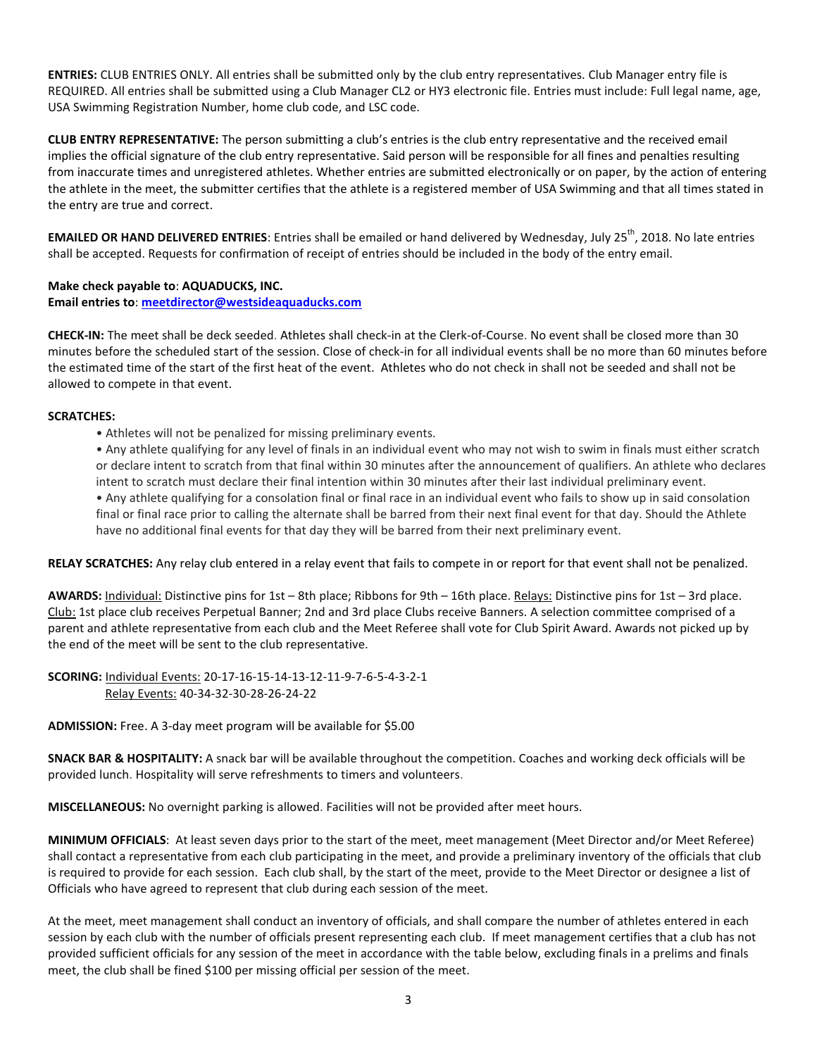**ENTRIES:** CLUB ENTRIES ONLY. All entries shall be submitted only by the club entry representatives. Club Manager entry file is REQUIRED. All entries shall be submitted using a Club Manager CL2 or HY3 electronic file. Entries must include: Full legal name, age, USA Swimming Registration Number, home club code, and LSC code.

**CLUB ENTRY REPRESENTATIVE:** The person submitting a club's entries is the club entry representative and the received email implies the official signature of the club entry representative. Said person will be responsible for all fines and penalties resulting from inaccurate times and unregistered athletes. Whether entries are submitted electronically or on paper, by the action of entering the athlete in the meet, the submitter certifies that the athlete is a registered member of USA Swimming and that all times stated in the entry are true and correct.

**EMAILED OR HAND DELIVERED ENTRIES**: Entries shall be emailed or hand delivered by Wednesday, July 25th, 2018. No late entries shall be accepted. Requests for confirmation of receipt of entries should be included in the body of the entry email.

**Make check payable to**: **AQUADUCKS, INC.**
**Email entries to**: **meetdirector@westsideaquaducks.com**

**CHECK-IN:** The meet shall be deck seeded. Athletes shall check-in at the Clerk-of-Course. No event shall be closed more than 30 minutes before the scheduled start of the session. Close of check-in for all individual events shall be no more than 60 minutes before the estimated time of the start of the first heat of the event. Athletes who do not check in shall not be seeded and shall not be allowed to compete in that event.

**SCRATCHES:**

- Athletes will not be penalized for missing preliminary events.
- Any athlete qualifying for any level of finals in an individual event who may not wish to swim in finals must either scratch or declare intent to scratch from that final within 30 minutes after the announcement of qualifiers. An athlete who declares intent to scratch must declare their final intention within 30 minutes after their last individual preliminary event.
- Any athlete qualifying for a consolation final or final race in an individual event who fails to show up in said consolation final or final race prior to calling the alternate shall be barred from their next final event for that day. Should the Athlete have no additional final events for that day they will be barred from their next preliminary event.

**RELAY SCRATCHES:** Any relay club entered in a relay event that fails to compete in or report for that event shall not be penalized.

**AWARDS:** Individual: Distinctive pins for 1st – 8th place; Ribbons for 9th – 16th place. Relays: Distinctive pins for 1st – 3rd place. Club: 1st place club receives Perpetual Banner; 2nd and 3rd place Clubs receive Banners. A selection committee comprised of a parent and athlete representative from each club and the Meet Referee shall vote for Club Spirit Award. Awards not picked up by the end of the meet will be sent to the club representative.

**SCORING:** Individual Events: 20-17-16-15-14-13-12-11-9-7-6-5-4-3-2-1
Relay Events: 40-34-32-30-28-26-24-22

**ADMISSION:** Free. A 3-day meet program will be available for $5.00

**SNACK BAR & HOSPITALITY:** A snack bar will be available throughout the competition. Coaches and working deck officials will be provided lunch. Hospitality will serve refreshments to timers and volunteers.

**MISCELLANEOUS:** No overnight parking is allowed. Facilities will not be provided after meet hours.

**MINIMUM OFFICIALS**: At least seven days prior to the start of the meet, meet management (Meet Director and/or Meet Referee) shall contact a representative from each club participating in the meet, and provide a preliminary inventory of the officials that club is required to provide for each session. Each club shall, by the start of the meet, provide to the Meet Director or designee a list of Officials who have agreed to represent that club during each session of the meet.

At the meet, meet management shall conduct an inventory of officials, and shall compare the number of athletes entered in each session by each club with the number of officials present representing each club. If meet management certifies that a club has not provided sufficient officials for any session of the meet in accordance with the table below, excluding finals in a prelims and finals meet, the club shall be fined $100 per missing official per session of the meet.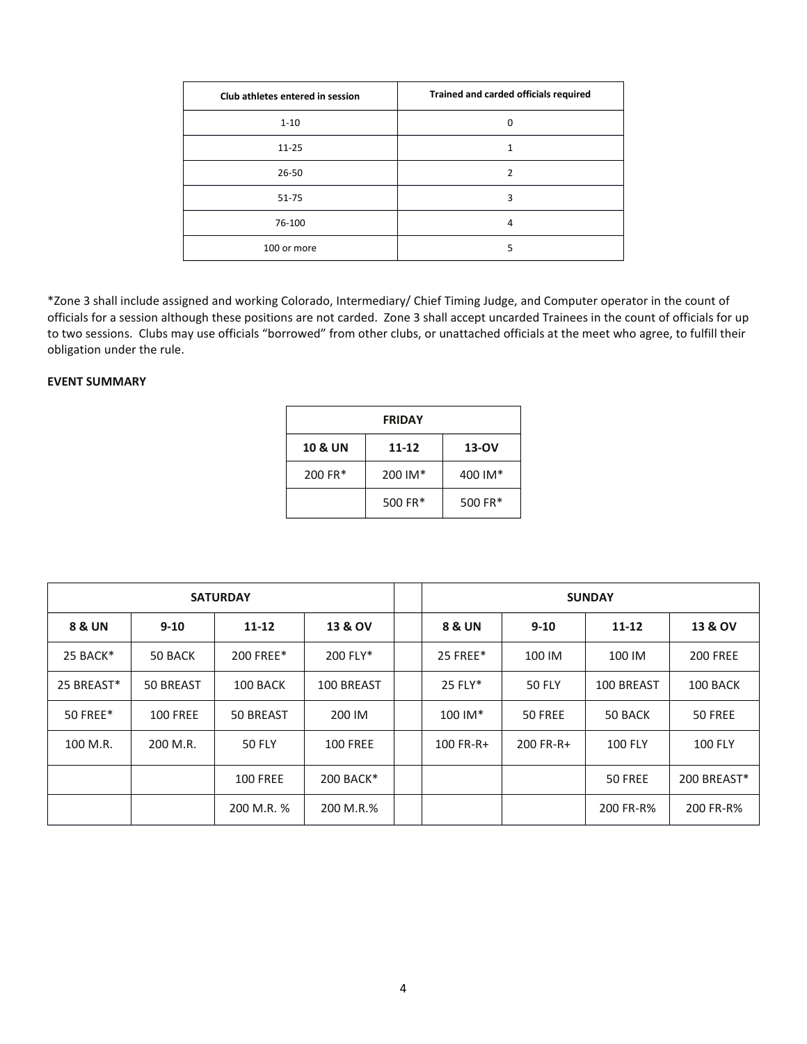| Club athletes entered in session | Trained and carded officials required |
|---|---|
| 1-10 | 0 |
| 11-25 | 1 |
| 26-50 | 2 |
| 51-75 | 3 |
| 76-100 | 4 |
| 100 or more | 5 |

*Zone 3 shall include assigned and working Colorado, Intermediary/ Chief Timing Judge, and Computer operator in the count of officials for a session although these positions are not carded. Zone 3 shall accept uncarded Trainees in the count of officials for up to two sessions. Clubs may use officials "borrowed" from other clubs, or unattached officials at the meet who agree, to fulfill their obligation under the rule.

**EVENT SUMMARY**

| FRIDAY | | |
|---|---|---|
| **10 & UN** | **11-12** | **13-OV** |
| 200 FR* | 200 IM* | 400 IM* |
| | 500 FR* | 500 FR* |

| SATURDAY | | | | | SUNDAY | | | |
|---|---|---|---|---|---|---|---|---|
| **8 & UN** | **9-10** | **11-12** | **13 & OV** | | **8 & UN** | **9-10** | **11-12** | **13 & OV** |
| 25 BACK* | 50 BACK | 200 FREE* | 200 FLY* | | 25 FREE* | 100 IM | 100 IM | 200 FREE |
| 25 BREAST* | 50 BREAST | 100 BACK | 100 BREAST | | 25 FLY* | 50 FLY | 100 BREAST | 100 BACK |
| 50 FREE* | 100 FREE | 50 BREAST | 200 IM | | 100 IM* | 50 FREE | 50 BACK | 50 FREE |
| 100 M.R. | 200 M.R. | 50 FLY | 100 FREE | | 100 FR-R+ | 200 FR-R+ | 100 FLY | 100 FLY |
| | | 100 FREE | 200 BACK* | | | | 50 FREE | 200 BREAST* |
| | | 200 M.R. % | 200 M.R.% | | | | 200 FR-R% | 200 FR-R% |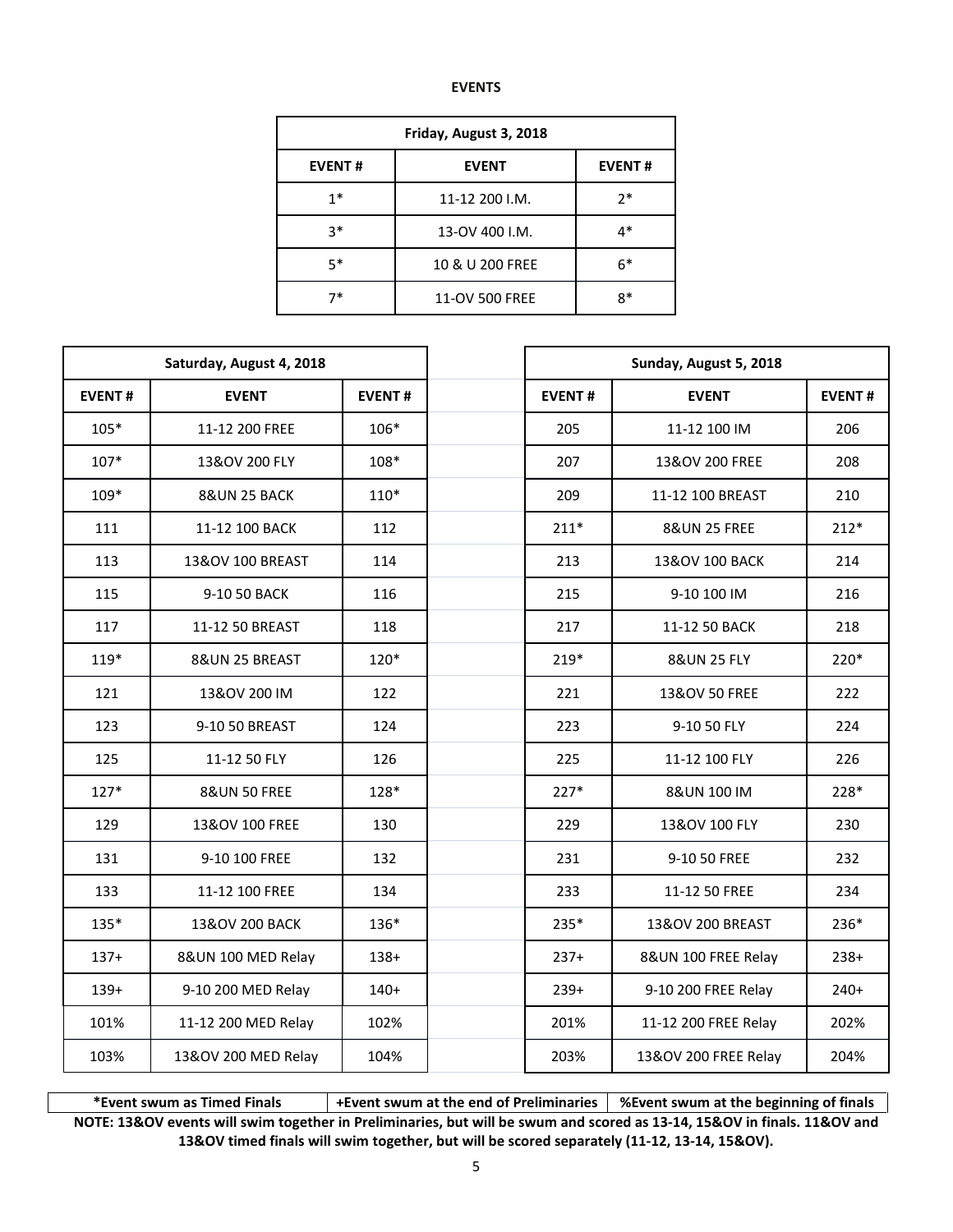**EVENTS**

| Friday, August 3, 2018 | | |
|---|---|---|
| **EVENT #** | **EVENT** | **EVENT #** |
| 1* | 11-12 200 I.M. | 2* |
| 3* | 13-OV 400 I.M. | 4* |
| 5* | 10 & U 200 FREE | 6* |
| 7* | 11-OV 500 FREE | 8* |

| Saturday, August 4, 2018 | | |
|---|---|---|
| **EVENT #** | **EVENT** | **EVENT #** |
| 105* | 11-12 200 FREE | 106* |
| 107* | 13&OV 200 FLY | 108* |
| 109* | 8&UN 25 BACK | 110* |
| 111 | 11-12 100 BACK | 112 |
| 113 | 13&OV 100 BREAST | 114 |
| 115 | 9-10 50 BACK | 116 |
| 117 | 11-12 50 BREAST | 118 |
| 119* | 8&UN 25 BREAST | 120* |
| 121 | 13&OV 200 IM | 122 |
| 123 | 9-10 50 BREAST | 124 |
| 125 | 11-12 50 FLY | 126 |
| 127* | 8&UN 50 FREE | 128* |
| 129 | 13&OV 100 FREE | 130 |
| 131 | 9-10 100 FREE | 132 |
| 133 | 11-12 100 FREE | 134 |
| 135* | 13&OV 200 BACK | 136* |
| 137+ | 8&UN 100 MED Relay | 138+ |
| 139+ | 9-10 200 MED Relay | 140+ |
| 101% | 11-12 200 MED Relay | 102% |
| 103% | 13&OV 200 MED Relay | 104% |

| Sunday, August 5, 2018 | | |
|---|---|---|
| **EVENT #** | **EVENT** | **EVENT #** |
| 205 | 11-12 100 IM | 206 |
| 207 | 13&OV 200 FREE | 208 |
| 209 | 11-12 100 BREAST | 210 |
| 211* | 8&UN 25 FREE | 212* |
| 213 | 13&OV 100 BACK | 214 |
| 215 | 9-10 100 IM | 216 |
| 217 | 11-12 50 BACK | 218 |
| 219* | 8&UN 25 FLY | 220* |
| 221 | 13&OV 50 FREE | 222 |
| 223 | 9-10 50 FLY | 224 |
| 225 | 11-12 100 FLY | 226 |
| 227* | 8&UN 100 IM | 228* |
| 229 | 13&OV 100 FLY | 230 |
| 231 | 9-10 50 FREE | 232 |
| 233 | 11-12 50 FREE | 234 |
| 235* | 13&OV 200 BREAST | 236* |
| 237+ | 8&UN 100 FREE Relay | 238+ |
| 239+ | 9-10 200 FREE Relay | 240+ |
| 201% | 11-12 200 FREE Relay | 202% |
| 203% | 13&OV 200 FREE Relay | 204% |

| | | |
|---|---|---|
| **\*Event swum as Timed Finals** | **+Event swum at the end of Preliminaries** | **%Event swum at the beginning of finals** |

**NOTE: 13&OV events will swim together in Preliminaries, but will be swum and scored as 13-14, 15&OV in finals. 11&OV and 13&OV timed finals will swim together, but will be scored separately (11-12, 13-14, 15&OV).**